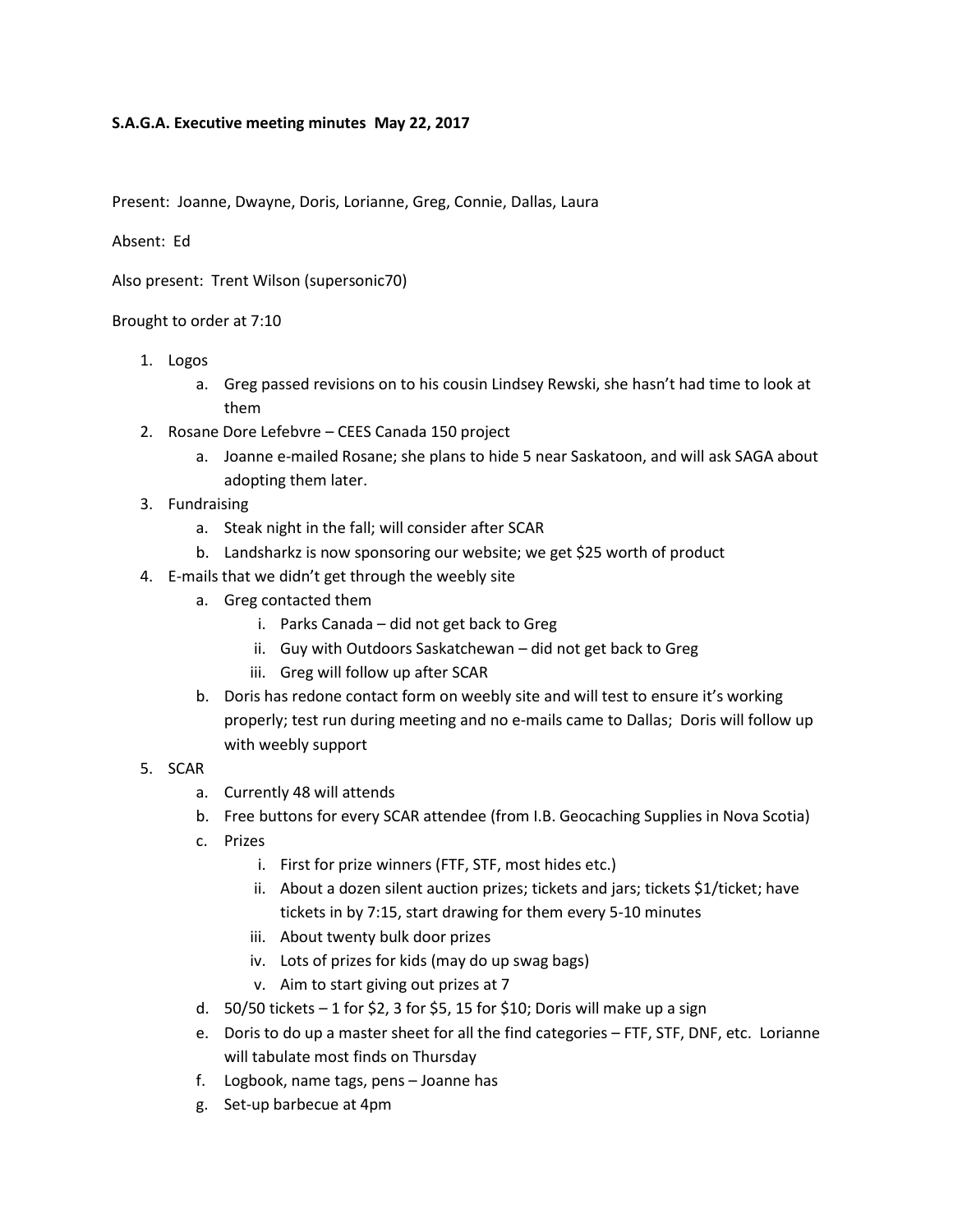**S.A.G.A. Executive meeting minutes May 22, 2017**

Present: Joanne, Dwayne, Doris, Lorianne, Greg, Connie, Dallas, Laura

Absent: Ed

Also present: Trent Wilson (supersonic70)

Brought to order at 7:10

1. Logos
    a. Greg passed revisions on to his cousin Lindsey Rewski, she hasn't had time to look at them
2. Rosane Dore Lefebvre – CEES Canada 150 project
    a. Joanne e-mailed Rosane; she plans to hide 5 near Saskatoon, and will ask SAGA about adopting them later.
3. Fundraising
    a. Steak night in the fall; will consider after SCAR
    b. Landsharkz is now sponsoring our website; we get $25 worth of product
4. E-mails that we didn't get through the weebly site
    a. Greg contacted them
        i. Parks Canada – did not get back to Greg
        ii. Guy with Outdoors Saskatchewan – did not get back to Greg
        iii. Greg will follow up after SCAR
    b. Doris has redone contact form on weebly site and will test to ensure it's working properly; test run during meeting and no e-mails came to Dallas; Doris will follow up with weebly support
5. SCAR
    a. Currently 48 will attends
    b. Free buttons for every SCAR attendee (from I.B. Geocaching Supplies in Nova Scotia)
    c. Prizes
        i. First for prize winners (FTF, STF, most hides etc.)
        ii. About a dozen silent auction prizes; tickets and jars; tickets $1/ticket; have tickets in by 7:15, start drawing for them every 5-10 minutes
        iii. About twenty bulk door prizes
        iv. Lots of prizes for kids (may do up swag bags)
        v. Aim to start giving out prizes at 7
    d. 50/50 tickets – 1 for $2, 3 for $5, 15 for $10; Doris will make up a sign
    e. Doris to do up a master sheet for all the find categories – FTF, STF, DNF, etc. Lorianne will tabulate most finds on Thursday
    f. Logbook, name tags, pens – Joanne has
    g. Set-up barbecue at 4pm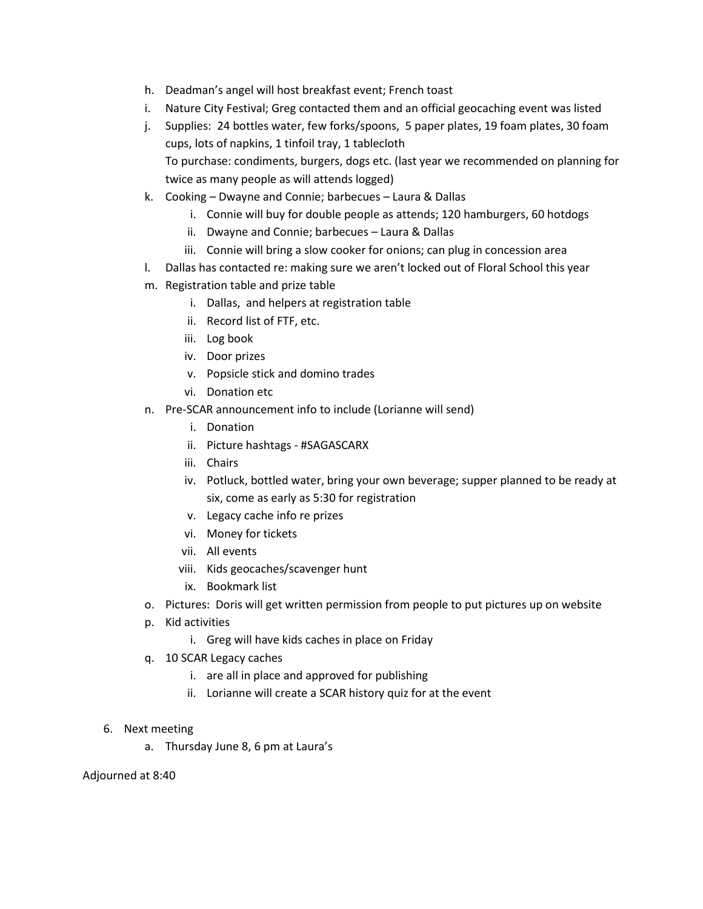h. Deadman's angel will host breakfast event; French toast

i. Nature City Festival; Greg contacted them and an official geocaching event was listed

j. Supplies: 24 bottles water, few forks/spoons, 5 paper plates, 19 foam plates, 30 foam cups, lots of napkins, 1 tinfoil tray, 1 tablecloth
   To purchase: condiments, burgers, dogs etc. (last year we recommended on planning for twice as many people as will attends logged)

k. Cooking – Dwayne and Connie; barbecues – Laura & Dallas
   - i. Connie will buy for double people as attends; 120 hamburgers, 60 hotdogs
   - ii. Dwayne and Connie; barbecues – Laura & Dallas
   - iii. Connie will bring a slow cooker for onions; can plug in concession area

l. Dallas has contacted re: making sure we aren't locked out of Floral School this year

m. Registration table and prize table
   - i. Dallas, and helpers at registration table
   - ii. Record list of FTF, etc.
   - iii. Log book
   - iv. Door prizes
   - v. Popsicle stick and domino trades
   - vi. Donation etc

n. Pre-SCAR announcement info to include (Lorianne will send)
   - i. Donation
   - ii. Picture hashtags - #SAGASCARX
   - iii. Chairs
   - iv. Potluck, bottled water, bring your own beverage; supper planned to be ready at six, come as early as 5:30 for registration
   - v. Legacy cache info re prizes
   - vi. Money for tickets
   - vii. All events
   - viii. Kids geocaches/scavenger hunt
   - ix. Bookmark list

o. Pictures: Doris will get written permission from people to put pictures up on website

p. Kid activities
   - i. Greg will have kids caches in place on Friday

q. 10 SCAR Legacy caches
   - i. are all in place and approved for publishing
   - ii. Lorianne will create a SCAR history quiz for at the event

6. Next meeting
   a. Thursday June 8, 6 pm at Laura's

Adjourned at 8:40